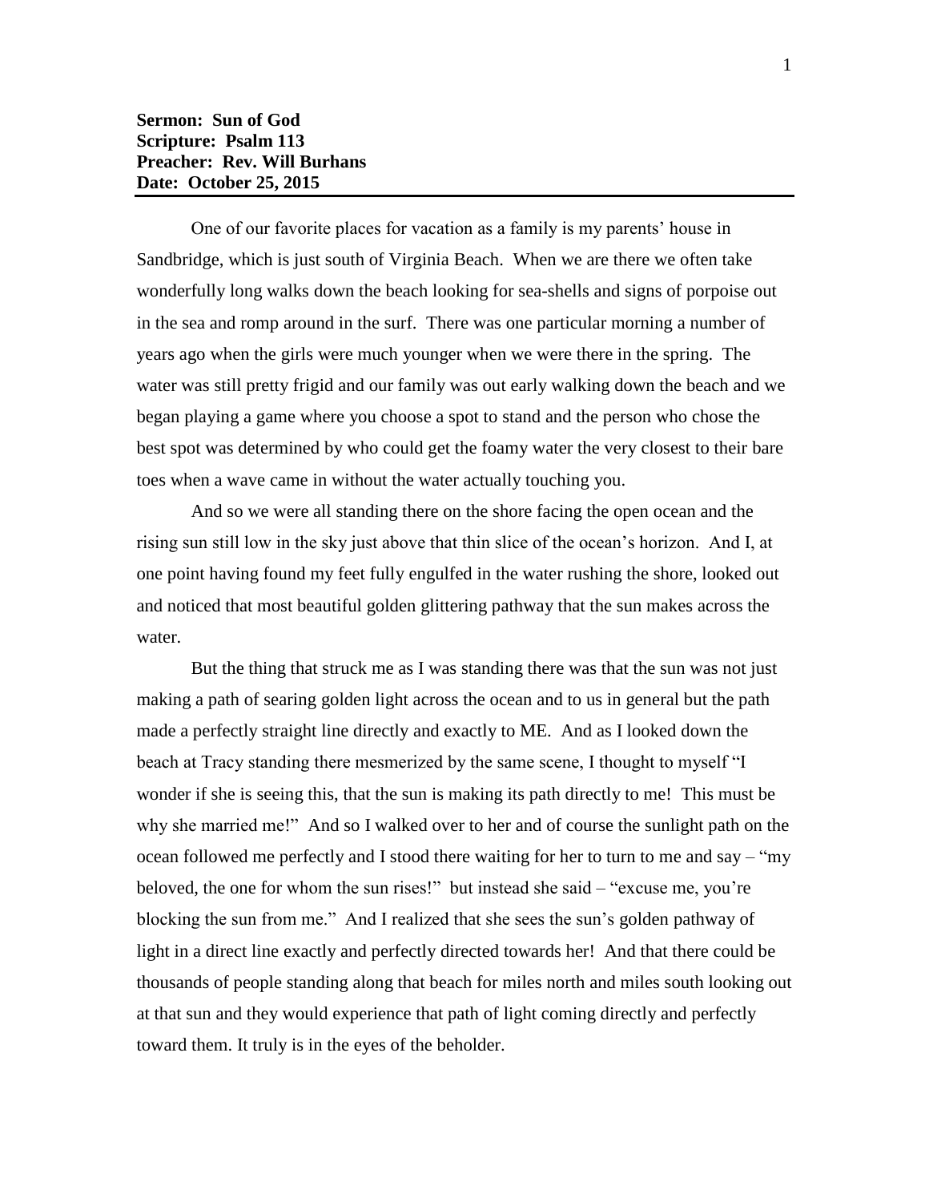**Sermon: Sun of God**
**Scripture: Psalm 113**
**Preacher: Rev. Will Burhans**
**Date: October 25, 2015**

---

One of our favorite places for vacation as a family is my parents' house in Sandbridge, which is just south of Virginia Beach. When we are there we often take wonderfully long walks down the beach looking for sea-shells and signs of porpoise out in the sea and romp around in the surf. There was one particular morning a number of years ago when the girls were much younger when we were there in the spring. The water was still pretty frigid and our family was out early walking down the beach and we began playing a game where you choose a spot to stand and the person who chose the best spot was determined by who could get the foamy water the very closest to their bare toes when a wave came in without the water actually touching you.

And so we were all standing there on the shore facing the open ocean and the rising sun still low in the sky just above that thin slice of the ocean's horizon. And I, at one point having found my feet fully engulfed in the water rushing the shore, looked out and noticed that most beautiful golden glittering pathway that the sun makes across the water.

But the thing that struck me as I was standing there was that the sun was not just making a path of searing golden light across the ocean and to us in general but the path made a perfectly straight line directly and exactly to ME. And as I looked down the beach at Tracy standing there mesmerized by the same scene, I thought to myself "I wonder if she is seeing this, that the sun is making its path directly to me! This must be why she married me!" And so I walked over to her and of course the sunlight path on the ocean followed me perfectly and I stood there waiting for her to turn to me and say – "my beloved, the one for whom the sun rises!" but instead she said – "excuse me, you're blocking the sun from me." And I realized that she sees the sun's golden pathway of light in a direct line exactly and perfectly directed towards her! And that there could be thousands of people standing along that beach for miles north and miles south looking out at that sun and they would experience that path of light coming directly and perfectly toward them. It truly is in the eyes of the beholder.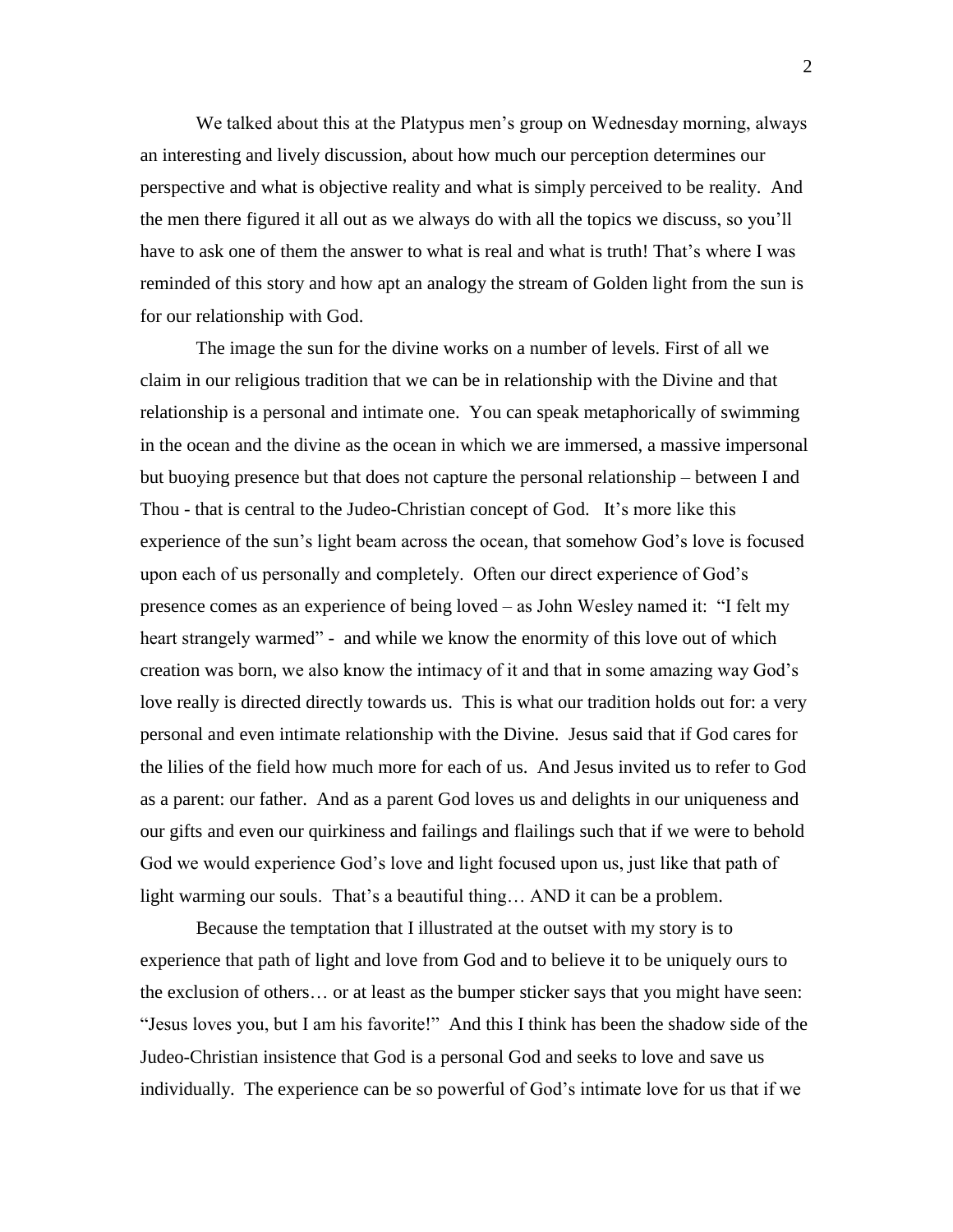We talked about this at the Platypus men's group on Wednesday morning, always an interesting and lively discussion, about how much our perception determines our perspective and what is objective reality and what is simply perceived to be reality. And the men there figured it all out as we always do with all the topics we discuss, so you'll have to ask one of them the answer to what is real and what is truth! That's where I was reminded of this story and how apt an analogy the stream of Golden light from the sun is for our relationship with God.

The image the sun for the divine works on a number of levels. First of all we claim in our religious tradition that we can be in relationship with the Divine and that relationship is a personal and intimate one. You can speak metaphorically of swimming in the ocean and the divine as the ocean in which we are immersed, a massive impersonal but buoying presence but that does not capture the personal relationship – between I and Thou - that is central to the Judeo-Christian concept of God. It's more like this experience of the sun's light beam across the ocean, that somehow God's love is focused upon each of us personally and completely. Often our direct experience of God's presence comes as an experience of being loved – as John Wesley named it: "I felt my heart strangely warmed" - and while we know the enormity of this love out of which creation was born, we also know the intimacy of it and that in some amazing way God's love really is directed directly towards us. This is what our tradition holds out for: a very personal and even intimate relationship with the Divine. Jesus said that if God cares for the lilies of the field how much more for each of us. And Jesus invited us to refer to God as a parent: our father. And as a parent God loves us and delights in our uniqueness and our gifts and even our quirkiness and failings and flailings such that if we were to behold God we would experience God's love and light focused upon us, just like that path of light warming our souls. That's a beautiful thing… AND it can be a problem.

Because the temptation that I illustrated at the outset with my story is to experience that path of light and love from God and to believe it to be uniquely ours to the exclusion of others… or at least as the bumper sticker says that you might have seen: "Jesus loves you, but I am his favorite!" And this I think has been the shadow side of the Judeo-Christian insistence that God is a personal God and seeks to love and save us individually. The experience can be so powerful of God's intimate love for us that if we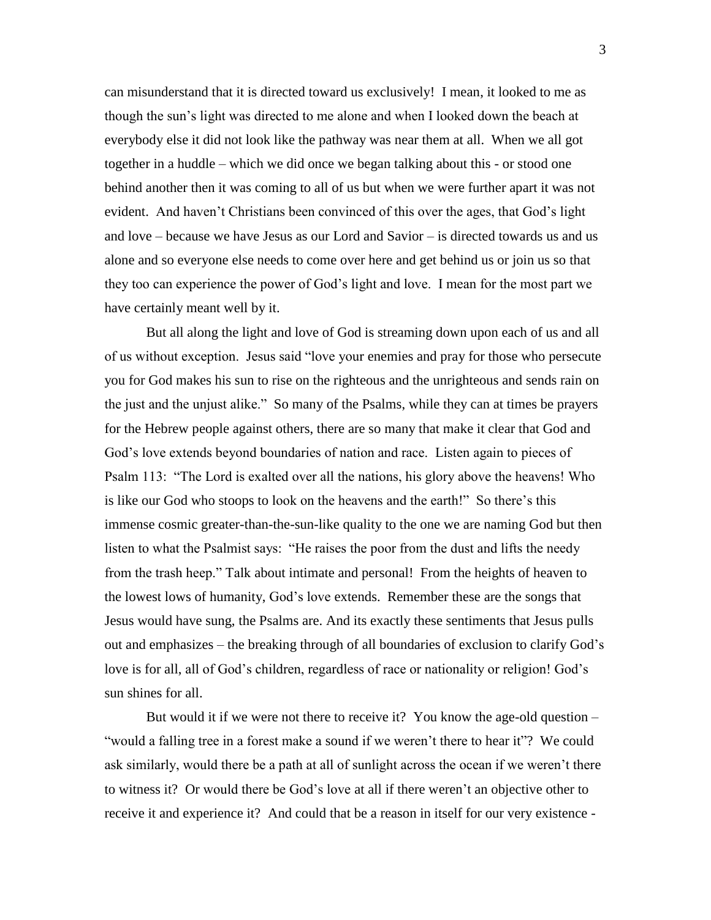can misunderstand that it is directed toward us exclusively! I mean, it looked to me as though the sun's light was directed to me alone and when I looked down the beach at everybody else it did not look like the pathway was near them at all. When we all got together in a huddle – which we did once we began talking about this - or stood one behind another then it was coming to all of us but when we were further apart it was not evident. And haven't Christians been convinced of this over the ages, that God's light and love – because we have Jesus as our Lord and Savior – is directed towards us and us alone and so everyone else needs to come over here and get behind us or join us so that they too can experience the power of God's light and love. I mean for the most part we have certainly meant well by it.

But all along the light and love of God is streaming down upon each of us and all of us without exception. Jesus said "love your enemies and pray for those who persecute you for God makes his sun to rise on the righteous and the unrighteous and sends rain on the just and the unjust alike." So many of the Psalms, while they can at times be prayers for the Hebrew people against others, there are so many that make it clear that God and God's love extends beyond boundaries of nation and race. Listen again to pieces of Psalm 113: "The Lord is exalted over all the nations, his glory above the heavens! Who is like our God who stoops to look on the heavens and the earth!" So there's this immense cosmic greater-than-the-sun-like quality to the one we are naming God but then listen to what the Psalmist says: "He raises the poor from the dust and lifts the needy from the trash heep." Talk about intimate and personal! From the heights of heaven to the lowest lows of humanity, God's love extends. Remember these are the songs that Jesus would have sung, the Psalms are. And its exactly these sentiments that Jesus pulls out and emphasizes – the breaking through of all boundaries of exclusion to clarify God's love is for all, all of God's children, regardless of race or nationality or religion! God's sun shines for all.

But would it if we were not there to receive it? You know the age-old question – "would a falling tree in a forest make a sound if we weren't there to hear it"? We could ask similarly, would there be a path at all of sunlight across the ocean if we weren't there to witness it? Or would there be God's love at all if there weren't an objective other to receive it and experience it? And could that be a reason in itself for our very existence -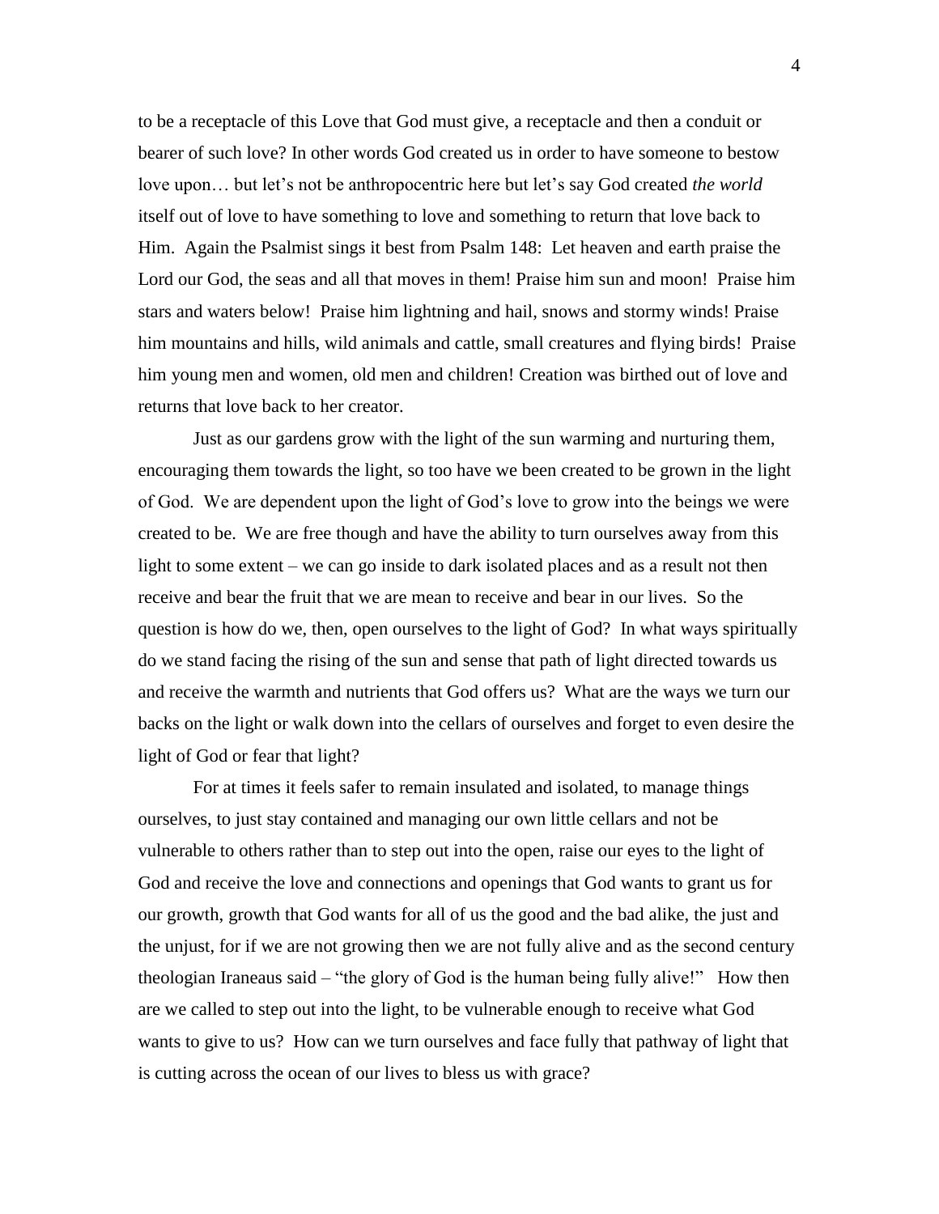to be a receptacle of this Love that God must give, a receptacle and then a conduit or bearer of such love? In other words God created us in order to have someone to bestow love upon… but let's not be anthropocentric here but let's say God created *the world* itself out of love to have something to love and something to return that love back to Him. Again the Psalmist sings it best from Psalm 148: Let heaven and earth praise the Lord our God, the seas and all that moves in them! Praise him sun and moon! Praise him stars and waters below! Praise him lightning and hail, snows and stormy winds! Praise him mountains and hills, wild animals and cattle, small creatures and flying birds! Praise him young men and women, old men and children! Creation was birthed out of love and returns that love back to her creator.

Just as our gardens grow with the light of the sun warming and nurturing them, encouraging them towards the light, so too have we been created to be grown in the light of God. We are dependent upon the light of God's love to grow into the beings we were created to be. We are free though and have the ability to turn ourselves away from this light to some extent – we can go inside to dark isolated places and as a result not then receive and bear the fruit that we are mean to receive and bear in our lives. So the question is how do we, then, open ourselves to the light of God? In what ways spiritually do we stand facing the rising of the sun and sense that path of light directed towards us and receive the warmth and nutrients that God offers us? What are the ways we turn our backs on the light or walk down into the cellars of ourselves and forget to even desire the light of God or fear that light?

For at times it feels safer to remain insulated and isolated, to manage things ourselves, to just stay contained and managing our own little cellars and not be vulnerable to others rather than to step out into the open, raise our eyes to the light of God and receive the love and connections and openings that God wants to grant us for our growth, growth that God wants for all of us the good and the bad alike, the just and the unjust, for if we are not growing then we are not fully alive and as the second century theologian Iraneaus said – "the glory of God is the human being fully alive!" How then are we called to step out into the light, to be vulnerable enough to receive what God wants to give to us? How can we turn ourselves and face fully that pathway of light that is cutting across the ocean of our lives to bless us with grace?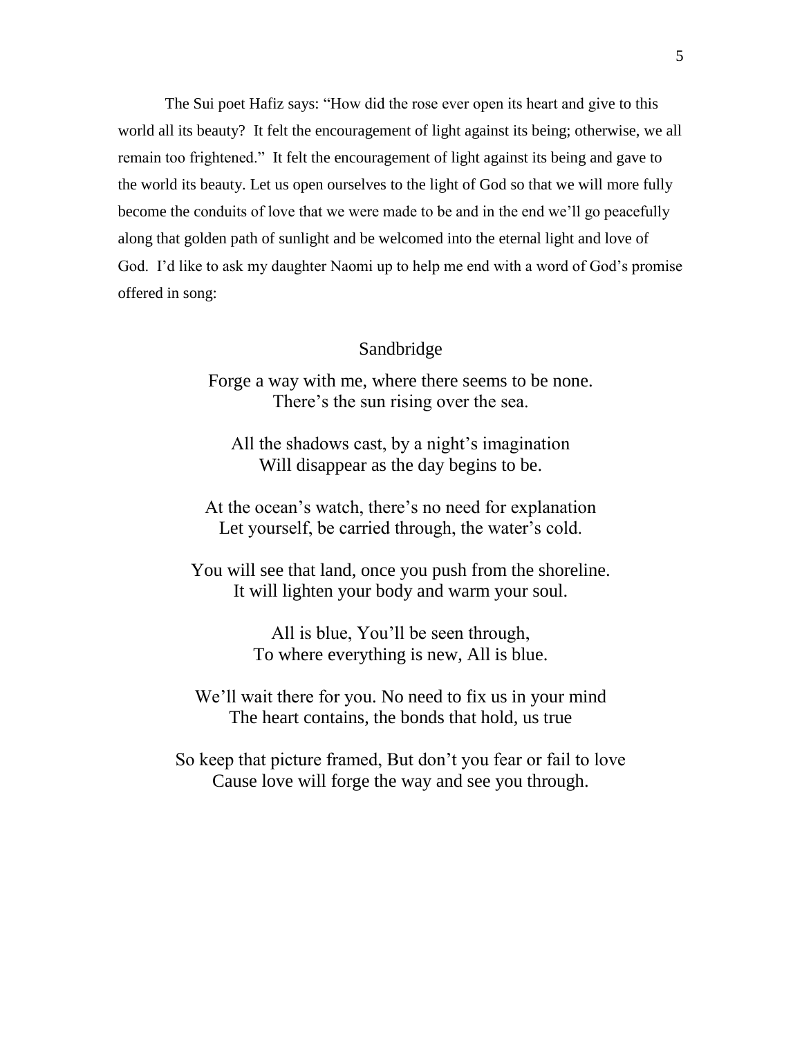The Sui poet Hafiz says: "How did the rose ever open its heart and give to this world all its beauty? It felt the encouragement of light against its being; otherwise, we all remain too frightened." It felt the encouragement of light against its being and gave to the world its beauty. Let us open ourselves to the light of God so that we will more fully become the conduits of love that we were made to be and in the end we'll go peacefully along that golden path of sunlight and be welcomed into the eternal light and love of God. I'd like to ask my daughter Naomi up to help me end with a word of God's promise offered in song:

## Sandbridge

Forge a way with me, where there seems to be none.
There's the sun rising over the sea.

All the shadows cast, by a night's imagination
Will disappear as the day begins to be.

At the ocean's watch, there's no need for explanation
Let yourself, be carried through, the water's cold.

You will see that land, once you push from the shoreline.
It will lighten your body and warm your soul.

All is blue, You'll be seen through,
To where everything is new, All is blue.

We'll wait there for you. No need to fix us in your mind
The heart contains, the bonds that hold, us true

So keep that picture framed, But don't you fear or fail to love
Cause love will forge the way and see you through.